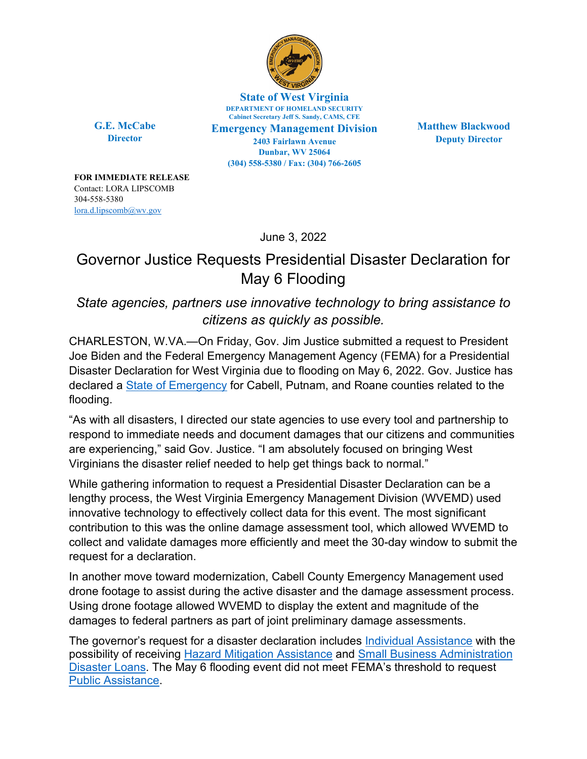**State of West Virginia**
**DEPARTMENT OF HOMELAND SECURITY**
**Cabinet Secretary Jeff S. Sandy, CAMS, CFE**
**Emergency Management Division**
**2403 Fairlawn Avenue**
**Dunbar, WV 25064**
**(304) 558-5380 / Fax: (304) 766-2605**

**G.E. McCabe**
**Director**

**Matthew Blackwood**
**Deputy Director**

**FOR IMMEDIATE RELEASE**
Contact: LORA LIPSCOMB
304-558-5380
lora.d.lipscomb@wv.gov

June 3, 2022

# Governor Justice Requests Presidential Disaster Declaration for May 6 Flooding

*State agencies, partners use innovative technology to bring assistance to citizens as quickly as possible.*

CHARLESTON, W.VA.—On Friday, Gov. Jim Justice submitted a request to President Joe Biden and the Federal Emergency Management Agency (FEMA) for a Presidential Disaster Declaration for West Virginia due to flooding on May 6, 2022. Gov. Justice has declared a State of Emergency for Cabell, Putnam, and Roane counties related to the flooding.

"As with all disasters, I directed our state agencies to use every tool and partnership to respond to immediate needs and document damages that our citizens and communities are experiencing," said Gov. Justice. "I am absolutely focused on bringing West Virginians the disaster relief needed to help get things back to normal."

While gathering information to request a Presidential Disaster Declaration can be a lengthy process, the West Virginia Emergency Management Division (WVEMD) used innovative technology to effectively collect data for this event. The most significant contribution to this was the online damage assessment tool, which allowed WVEMD to collect and validate damages more efficiently and meet the 30-day window to submit the request for a declaration.

In another move toward modernization, Cabell County Emergency Management used drone footage to assist during the active disaster and the damage assessment process. Using drone footage allowed WVEMD to display the extent and magnitude of the damages to federal partners as part of joint preliminary damage assessments.

The governor's request for a disaster declaration includes Individual Assistance with the possibility of receiving Hazard Mitigation Assistance and Small Business Administration Disaster Loans. The May 6 flooding event did not meet FEMA's threshold to request Public Assistance.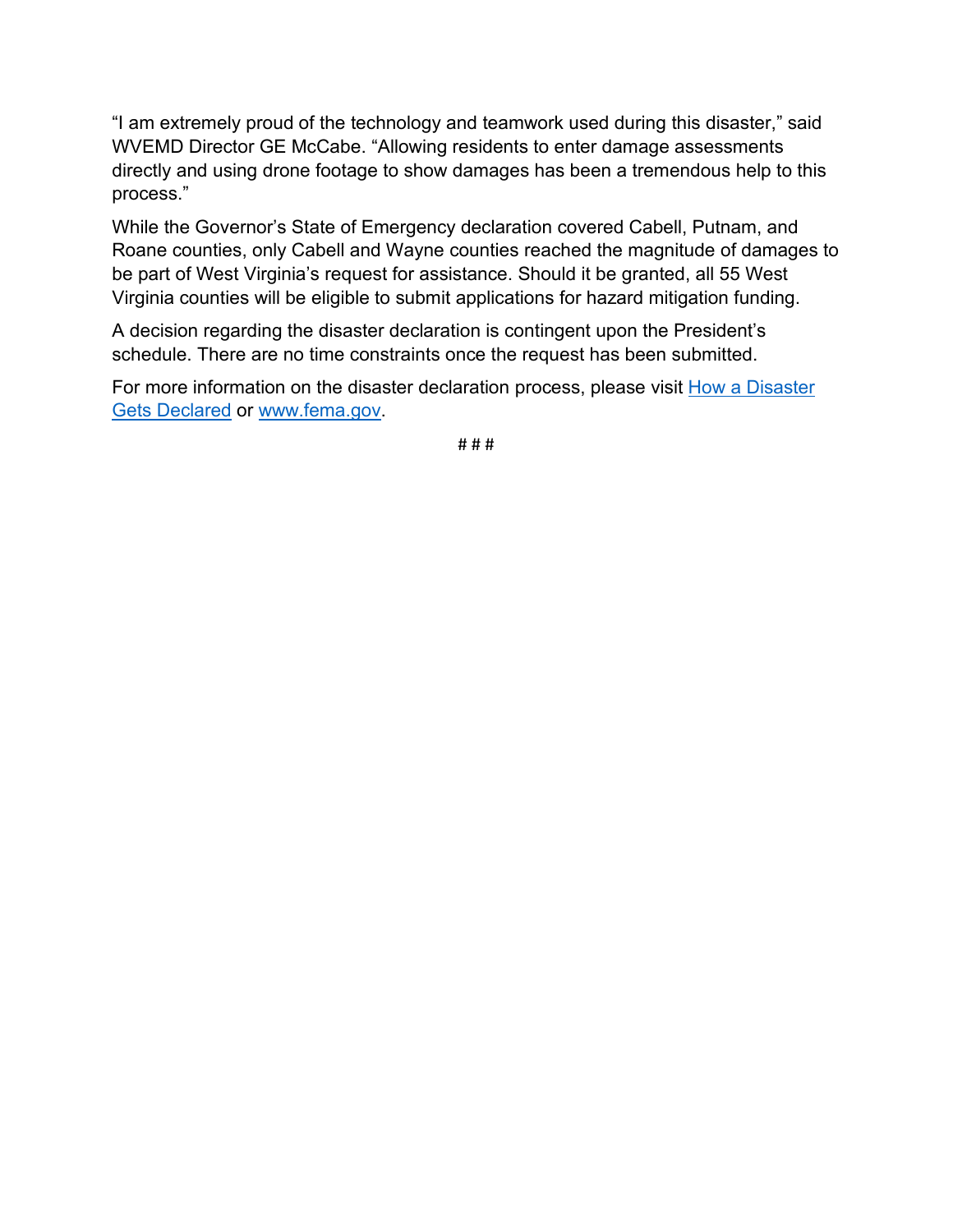“I am extremely proud of the technology and teamwork used during this disaster,” said WVEMD Director GE McCabe. “Allowing residents to enter damage assessments directly and using drone footage to show damages has been a tremendous help to this process.”

While the Governor’s State of Emergency declaration covered Cabell, Putnam, and Roane counties, only Cabell and Wayne counties reached the magnitude of damages to be part of West Virginia’s request for assistance. Should it be granted, all 55 West Virginia counties will be eligible to submit applications for hazard mitigation funding.

A decision regarding the disaster declaration is contingent upon the President’s schedule. There are no time constraints once the request has been submitted.

For more information on the disaster declaration process, please visit [How a Disaster Gets Declared]() or [www.fema.gov]().

# # #